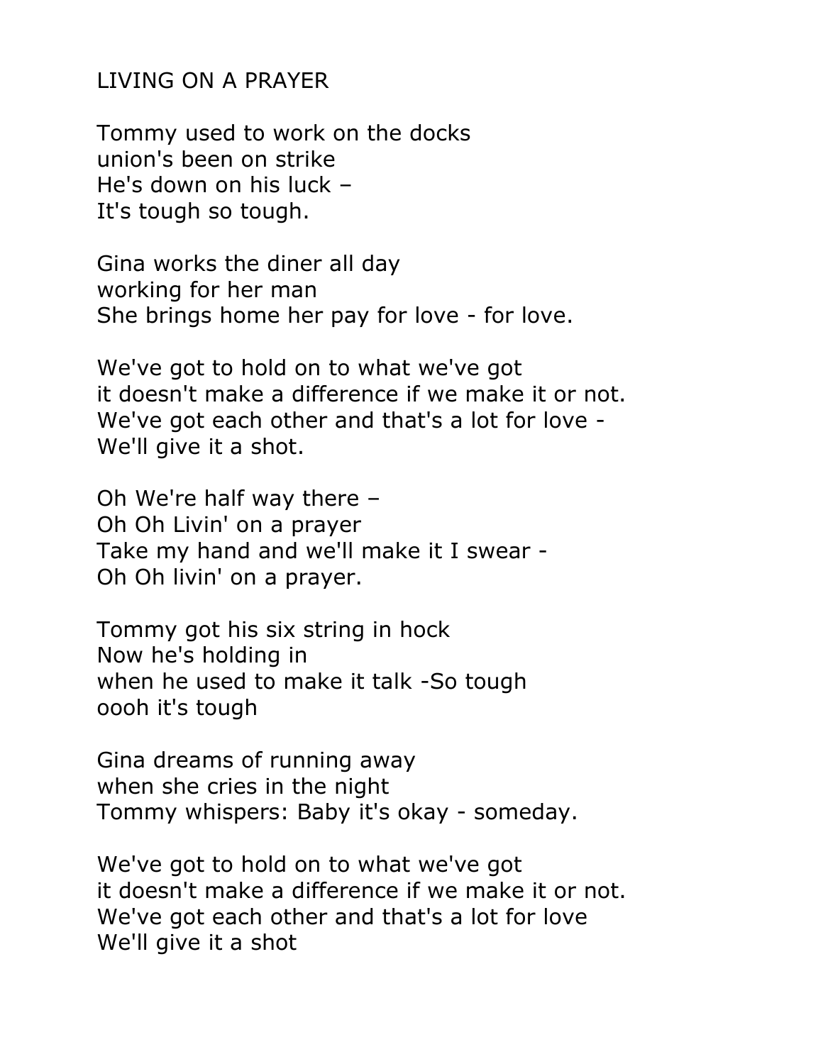LIVING ON A PRAYER

Tommy used to work on the docks union's been on strike He's down on his luck – It's tough so tough.

Gina works the diner all day working for her man She brings home her pay for love - for love.

We've got to hold on to what we've got it doesn't make a difference if we make it or not. We've got each other and that's a lot for love - We'll give it a shot.

Oh We're half way there – Oh Oh Livin' on a prayer Take my hand and we'll make it I swear - Oh Oh livin' on a prayer.

Tommy got his six string in hock Now he's holding in when he used to make it talk -So tough oooh it's tough

Gina dreams of running away when she cries in the night Tommy whispers: Baby it's okay - someday.

We've got to hold on to what we've got it doesn't make a difference if we make it or not. We've got each other and that's a lot for love We'll give it a shot